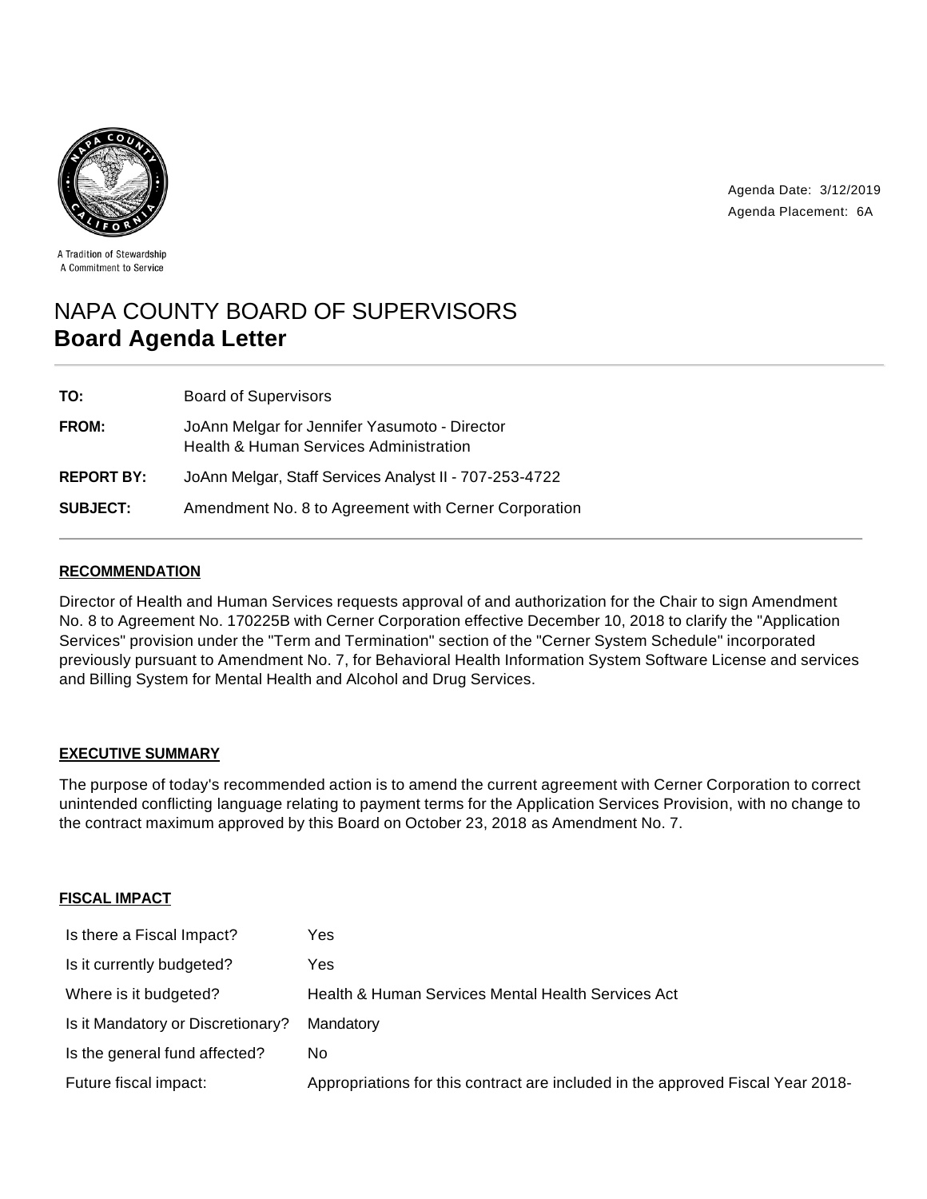A Tradition of Stewardship
A Commitment to Service

Agenda Date: 3/12/2019
Agenda Placement: 6A

# NAPA COUNTY BOARD OF SUPERVISORS
## Board Agenda Letter

| | |
|---|---|
| **TO:** | Board of Supervisors |
| **FROM:** | JoAnn Melgar for Jennifer Yasumoto - Director<br>Health & Human Services Administration |
| **REPORT BY:** | JoAnn Melgar, Staff Services Analyst II - 707-253-4722 |
| **SUBJECT:** | Amendment No. 8 to Agreement with Cerner Corporation |

### RECOMMENDATION

Director of Health and Human Services requests approval of and authorization for the Chair to sign Amendment No. 8 to Agreement No. 170225B with Cerner Corporation effective December 10, 2018 to clarify the "Application Services" provision under the "Term and Termination" section of the "Cerner System Schedule" incorporated previously pursuant to Amendment No. 7, for Behavioral Health Information System Software License and services and Billing System for Mental Health and Alcohol and Drug Services.

### EXECUTIVE SUMMARY

The purpose of today's recommended action is to amend the current agreement with Cerner Corporation to correct unintended conflicting language relating to payment terms for the Application Services Provision, with no change to the contract maximum approved by this Board on October 23, 2018 as Amendment No. 7.

### FISCAL IMPACT

| | |
|---|---|
| Is there a Fiscal Impact? | Yes |
| Is it currently budgeted? | Yes |
| Where is it budgeted? | Health & Human Services Mental Health Services Act |
| Is it Mandatory or Discretionary? | Mandatory |
| Is the general fund affected? | No |
| Future fiscal impact: | Appropriations for this contract are included in the approved Fiscal Year 2018- |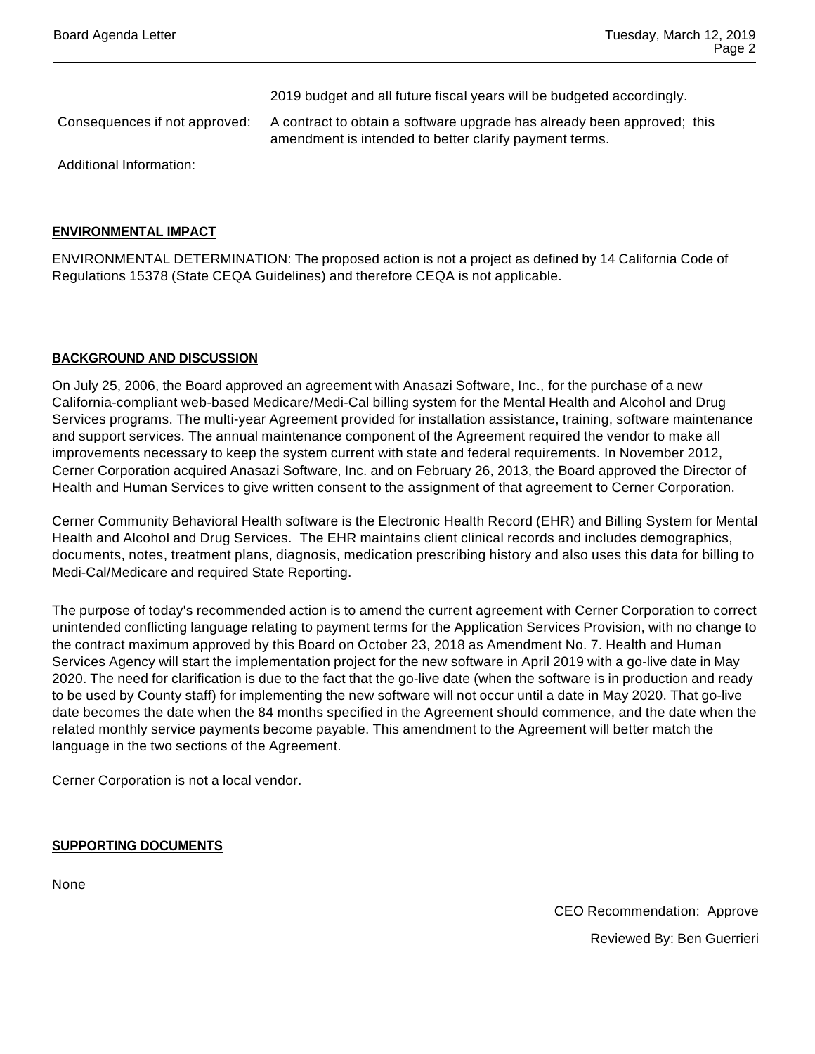| | |
|---|---|
| | 2019 budget and all future fiscal years will be budgeted accordingly. |
| Consequences if not approved: | A contract to obtain a software upgrade has already been approved; this amendment is intended to better clarify payment terms. |
| Additional Information: | |

## ENVIRONMENTAL IMPACT

ENVIRONMENTAL DETERMINATION: The proposed action is not a project as defined by 14 California Code of Regulations 15378 (State CEQA Guidelines) and therefore CEQA is not applicable.

## BACKGROUND AND DISCUSSION

On July 25, 2006, the Board approved an agreement with Anasazi Software, Inc., for the purchase of a new California-compliant web-based Medicare/Medi-Cal billing system for the Mental Health and Alcohol and Drug Services programs. The multi-year Agreement provided for installation assistance, training, software maintenance and support services. The annual maintenance component of the Agreement required the vendor to make all improvements necessary to keep the system current with state and federal requirements. In November 2012, Cerner Corporation acquired Anasazi Software, Inc. and on February 26, 2013, the Board approved the Director of Health and Human Services to give written consent to the assignment of that agreement to Cerner Corporation.

Cerner Community Behavioral Health software is the Electronic Health Record (EHR) and Billing System for Mental Health and Alcohol and Drug Services. The EHR maintains client clinical records and includes demographics, documents, notes, treatment plans, diagnosis, medication prescribing history and also uses this data for billing to Medi-Cal/Medicare and required State Reporting.

The purpose of today's recommended action is to amend the current agreement with Cerner Corporation to correct unintended conflicting language relating to payment terms for the Application Services Provision, with no change to the contract maximum approved by this Board on October 23, 2018 as Amendment No. 7. Health and Human Services Agency will start the implementation project for the new software in April 2019 with a go-live date in May 2020. The need for clarification is due to the fact that the go-live date (when the software is in production and ready to be used by County staff) for implementing the new software will not occur until a date in May 2020. That go-live date becomes the date when the 84 months specified in the Agreement should commence, and the date when the related monthly service payments become payable. This amendment to the Agreement will better match the language in the two sections of the Agreement.

Cerner Corporation is not a local vendor.

## SUPPORTING DOCUMENTS

None

CEO Recommendation: Approve

Reviewed By: Ben Guerrieri